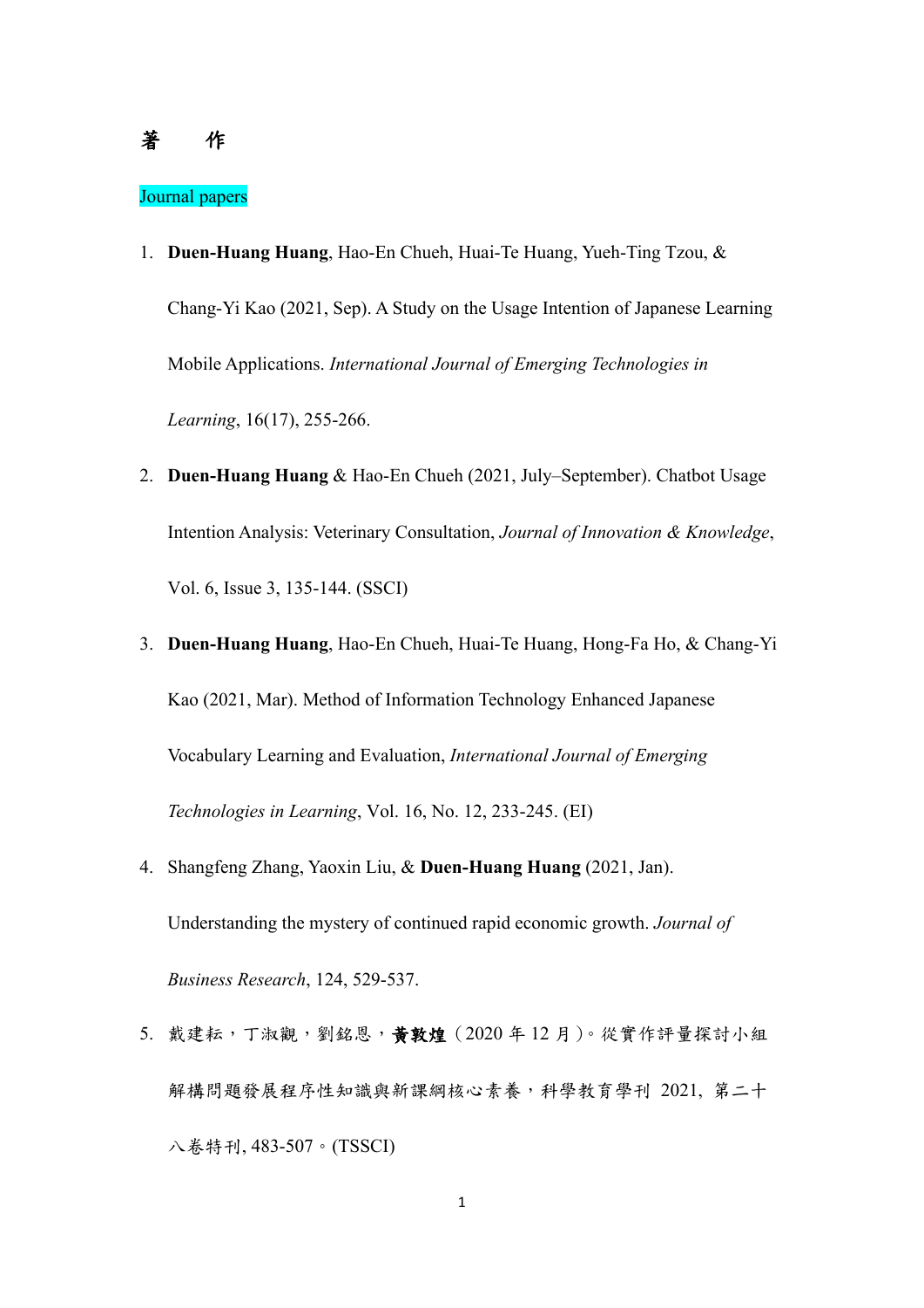# 著　作

Journal papers

1. **Duen-Huang Huang**, Hao-En Chueh, Huai-Te Huang, Yueh-Ting Tzou, & Chang-Yi Kao (2021, Sep). A Study on the Usage Intention of Japanese Learning Mobile Applications. *International Journal of Emerging Technologies in Learning*, 16(17), 255-266.
2. **Duen-Huang Huang** & Hao-En Chueh (2021, July–September). Chatbot Usage Intention Analysis: Veterinary Consultation, *Journal of Innovation & Knowledge*, Vol. 6, Issue 3, 135-144. (SSCI)
3. **Duen-Huang Huang**, Hao-En Chueh, Huai-Te Huang, Hong-Fa Ho, & Chang-Yi Kao (2021, Mar). Method of Information Technology Enhanced Japanese Vocabulary Learning and Evaluation, *International Journal of Emerging Technologies in Learning*, Vol. 16, No. 12, 233-245. (EI)
4. Shangfeng Zhang, Yaoxin Liu, & **Duen-Huang Huang** (2021, Jan). Understanding the mystery of continued rapid economic growth. *Journal of Business Research*, 124, 529-537.
5. 戴建耘，丁淑觀，劉銘恩，**黃敦煌**（2020 年 12 月）。從實作評量探討小組解構問題發展程序性知識與新課綱核心素養，科學教育學刊 2021, 第二十八卷特刊, 483-507。(TSSCI)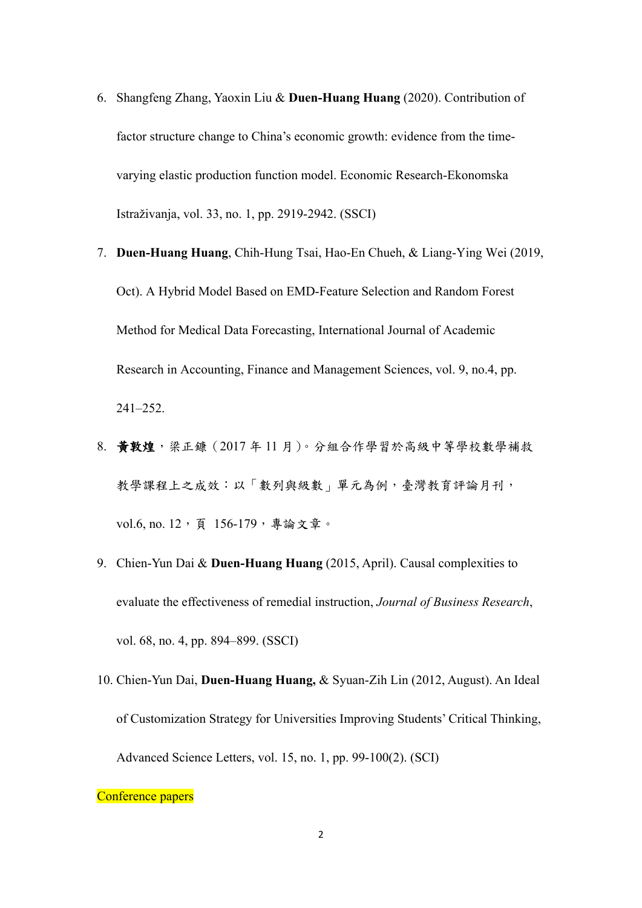6. Shangfeng Zhang, Yaoxin Liu & **Duen-Huang Huang** (2020). Contribution of factor structure change to China's economic growth: evidence from the time-varying elastic production function model. Economic Research-Ekonomska Istraživanja, vol. 33, no. 1, pp. 2919-2942. (SSCI)

7. **Duen-Huang Huang**, Chih-Hung Tsai, Hao-En Chueh, & Liang-Ying Wei (2019, Oct). A Hybrid Model Based on EMD-Feature Selection and Random Forest Method for Medical Data Forecasting, International Journal of Academic Research in Accounting, Finance and Management Sciences, vol. 9, no.4, pp. 241–252.

8. **黃敦煌**，梁正鏈（2017 年 11 月）。分組合作學習於高級中等學校數學補救教學課程上之成效：以「數列與級數」單元為例，臺灣教育評論月刊，vol.6, no. 12，頁 156-179，專論文章。

9. Chien-Yun Dai & **Duen-Huang Huang** (2015, April). Causal complexities to evaluate the effectiveness of remedial instruction, *Journal of Business Research*, vol. 68, no. 4, pp. 894–899. (SSCI)

10. Chien-Yun Dai, **Duen-Huang Huang,** & Syuan-Zih Lin (2012, August). An Ideal of Customization Strategy for Universities Improving Students' Critical Thinking, Advanced Science Letters, vol. 15, no. 1, pp. 99-100(2). (SCI)

Conference papers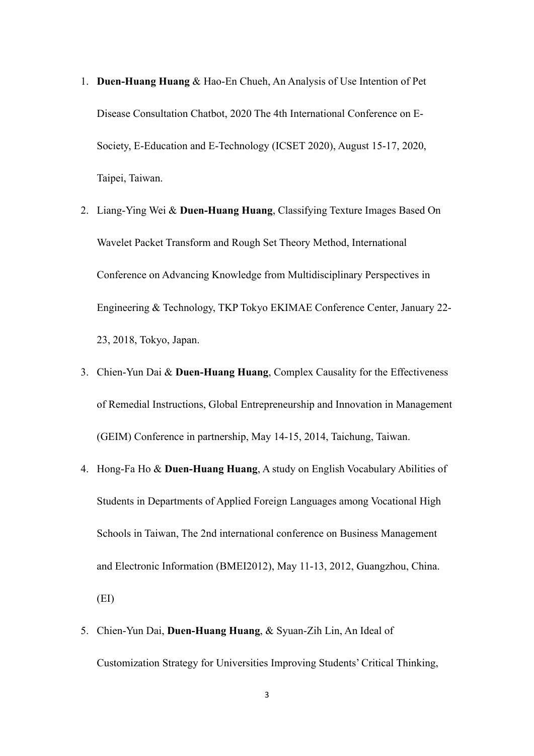1. **Duen-Huang Huang** & Hao-En Chueh, An Analysis of Use Intention of Pet Disease Consultation Chatbot, 2020 The 4th International Conference on E-Society, E-Education and E-Technology (ICSET 2020), August 15-17, 2020, Taipei, Taiwan.
2. Liang-Ying Wei & **Duen-Huang Huang**, Classifying Texture Images Based On Wavelet Packet Transform and Rough Set Theory Method, International Conference on Advancing Knowledge from Multidisciplinary Perspectives in Engineering & Technology, TKP Tokyo EKIMAE Conference Center, January 22-23, 2018, Tokyo, Japan.
3. Chien-Yun Dai & **Duen-Huang Huang**, Complex Causality for the Effectiveness of Remedial Instructions, Global Entrepreneurship and Innovation in Management (GEIM) Conference in partnership, May 14-15, 2014, Taichung, Taiwan.
4. Hong-Fa Ho & **Duen-Huang Huang**, A study on English Vocabulary Abilities of Students in Departments of Applied Foreign Languages among Vocational High Schools in Taiwan, The 2nd international conference on Business Management and Electronic Information (BMEI2012), May 11-13, 2012, Guangzhou, China. (EI)
5. Chien-Yun Dai, **Duen-Huang Huang**, & Syuan-Zih Lin, An Ideal of Customization Strategy for Universities Improving Students' Critical Thinking,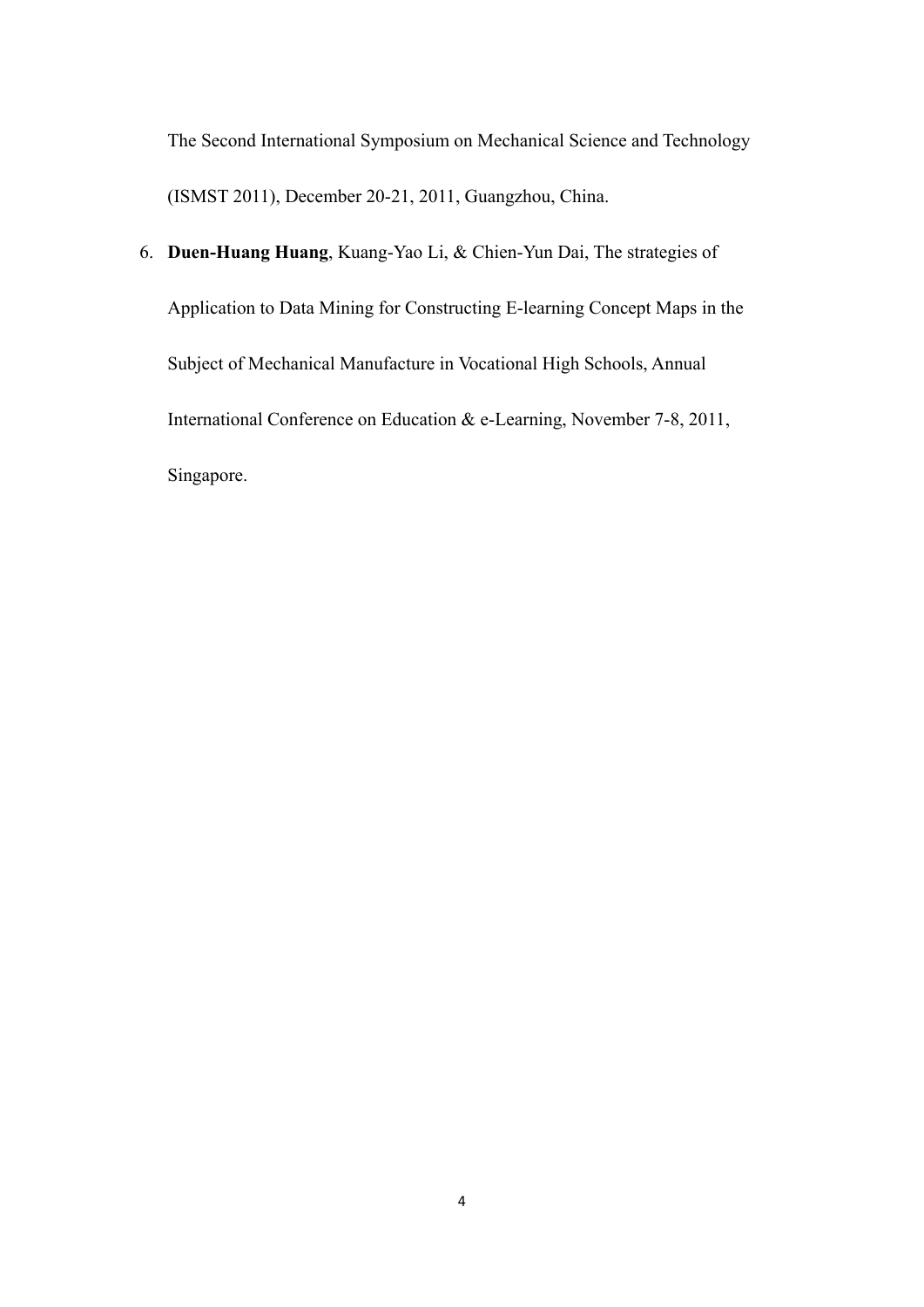The Second International Symposium on Mechanical Science and Technology (ISMST 2011), December 20-21, 2011, Guangzhou, China.

6. **Duen-Huang Huang**, Kuang-Yao Li, & Chien-Yun Dai, The strategies of Application to Data Mining for Constructing E-learning Concept Maps in the Subject of Mechanical Manufacture in Vocational High Schools, Annual International Conference on Education & e-Learning, November 7-8, 2011, Singapore.